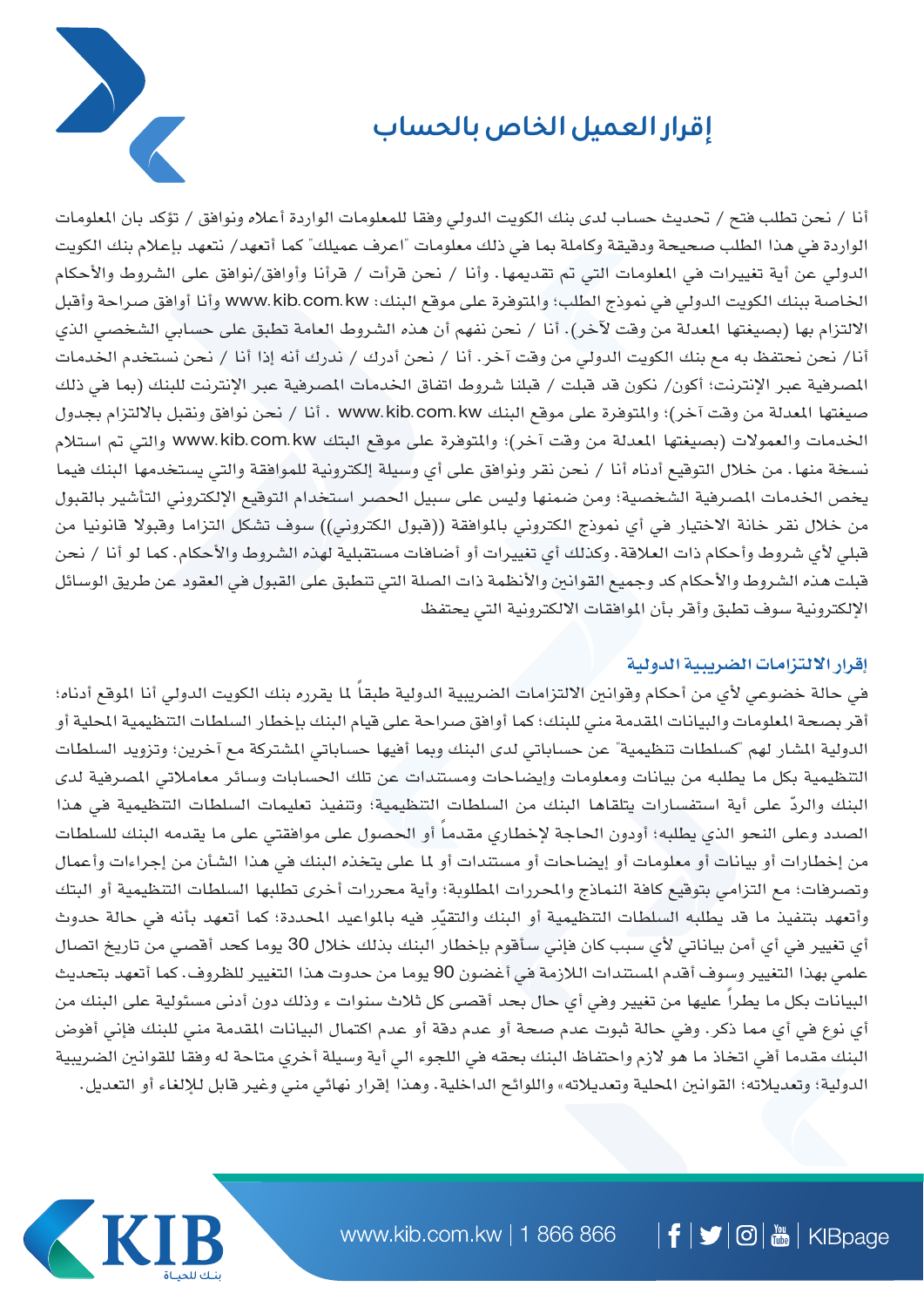# إقرار العميل الخاص بالحساب

أنا / نحن تطلب فتح / تحديث حساب لدى بنك الكويت الدولي وفقا للمعلومات الواردة أعلاه ونوافق / تؤكد بان المعلومات الواردة في هذا الطلب صحيحة ودقيقة وكاملة بما في ذلك معلومات "اعرف عميلك" كما أتعهد/ نتعهد بإعلام بنك الكويت الدولي عن أية تغييرات في المعلومات التي تم تقديمها. وأنا / نحن قرأت / قرأنا وأوافق/نوافق على الشروط والأحكام الخاصة ببنك الكويت الدولي في نموذج الطلب؛ والمتوفرة على موقع البنك: www.kib.com.kw وأنا أوافق صراحة وأقبل الالتزام بها (بصيغتها المعدلة من وقت لآخر). أنا / نحن نفهم أن هذه الشروط العامة تطبق على حسابي الشخصي الذي أنا/ نحن نحتفظ به مع بنك الكويت الدولي من وقت آخر. أنا / نحن أدرك / ندرك أنه إذا أنا / نحن نستخدم الخدمات المصرفية عبر الإنترنت؛ أكون/ نكون قد قبلت / قبلنا شروط اتفاق الخدمات المصرفية عبر الإنترنت للبنك (بما في ذلك صيغتها المعدلة من وقت آخر)؛ والمتوفرة على موقع البنك www.kib.com.kw . أنا / نحن نوافق ونقبل بالالتزام بجدول الخدمات والعمولات (بصيغتها المعدلة من وقت آخر)؛ والمتوفرة على موقع البتك www.kib.com.kw والتي تم استلام نسخة منها. من خلال التوقيع أدناه أنا / نحن نقر ونوافق على أي وسيلة إلكترونية للموافقة والتي يستخدمها البنك فيما يخص الخدمات المصرفية الشخصية؛ ومن ضمنها وليس على سبيل الحصر استخدام التوقيع الإلكتروني التأشير بالقبول من خلال نقر خانة الاختيار في أي نموذج الكتروني بالموافقة ((قبول الكتروني)) سوف تشكل التزاما وقبولا قانونيا من قبلي لأي شروط وأحكام ذات العلاقة. وكذلك أي تغييرات أو أضافات مستقبلية لهذه الشروط والأحكام. كما لو أنا / نحن قبلت هذه الشروط والأحكام كد وجميع القوانين والأنظمة ذات الصلة التي تنطبق على القبول في العقود عن طريق الوسائل الإلكترونية سوف تطبق وأقر بأن الموافقات الالكترونية التي يحتفظ

## إقرار الالتزامات الضريبية الدولية

في حالة خضوعي لأي من أحكام وقوانين الالتزامات الضريبية الدولية طبقاً لما يقرره بنك الكويت الدولي أنا الموقع أدناه؛ أقر بصحة المعلومات والبيانات المقدمة مني للبنك؛ كما أوافق صراحة على قيام البنك بإخطار السلطات التنظيمية المحلية أو الدولية المشار لهم "كسلطات تنظيمية" عن حساباتي لدى البنك وبما أفيها حساباتي المشتركة مع آخرين؛ وتزويد السلطات التنظيمية بكل ما يطلبه من بيانات ومعلومات وإيضاحات ومستندات عن تلك الحسابات وسائر معاملاتي المصرفية لدى البنك والردّ على أية استفسارات يتلقاها البنك من السلطات التنظيمية؛ وتنفيذ تعليمات السلطات التنظيمية في هذا الصدد وعلى النحو الذي يطلبه؛ أودون الحاجة لإخطاري مقدماً أو الحصول على موافقتي على ما يقدمه البنك للسلطات من إخطارات أو بيانات أو معلومات أو إيضاحات أو مستندات أو لما على يتخذه البنك في هذا الشأن من إجراءات وأعمال وتصرفات؛ مع التزامي بتوقيع كافة النماذج والمحررات المطلوبة؛ وأية محررات أخرى تطلبها السلطات التنظيمية أو البتك وأتعهد بتنفيذ ما قد يطلبه السلطات التنظيمية أو البنك والتقيّد فيه بالمواعيد المحددة؛ كما أتعهد بأنه في حالة حدوث أي تغيير في أي أمن بياناتي لأي سبب كان فإني سأقوم بإخطار البنك بذلك خلال 30 يوما كحد أقصي من تاريخ اتصال علمي بهذا التغيير وسوف أقدم المستندات اللازمة في أغضون 90 يوما من حدوت هذا التغيير للظروف. كما أتعهد بتحديث البيانات بكل ما يطرأ عليها من تغيير وفي أي حال بحد أقصى كل ثلاث سنوات ء وذلك دون أدنى مسئولية على البنك من أي نوع في أي مما ذكر. وفي حالة ثبوت عدم صحة أو عدم دقة أو عدم اكتمال البيانات المقدمة مني للبنك فإني أفوض البنك مقدما أفي اتخاذ ما هو لازم واحتفاظ البنك بحقه في اللجوء الي أية وسيلة أخري متاحة له وفقا للقوانين الضريبية الدولية؛ وتعديلاته؛ القوانين المحلية وتعديلاته» واللوائح الداخلية. وهذا إقرار نهائي مني وغير قابل للإلغاء أو التعديل.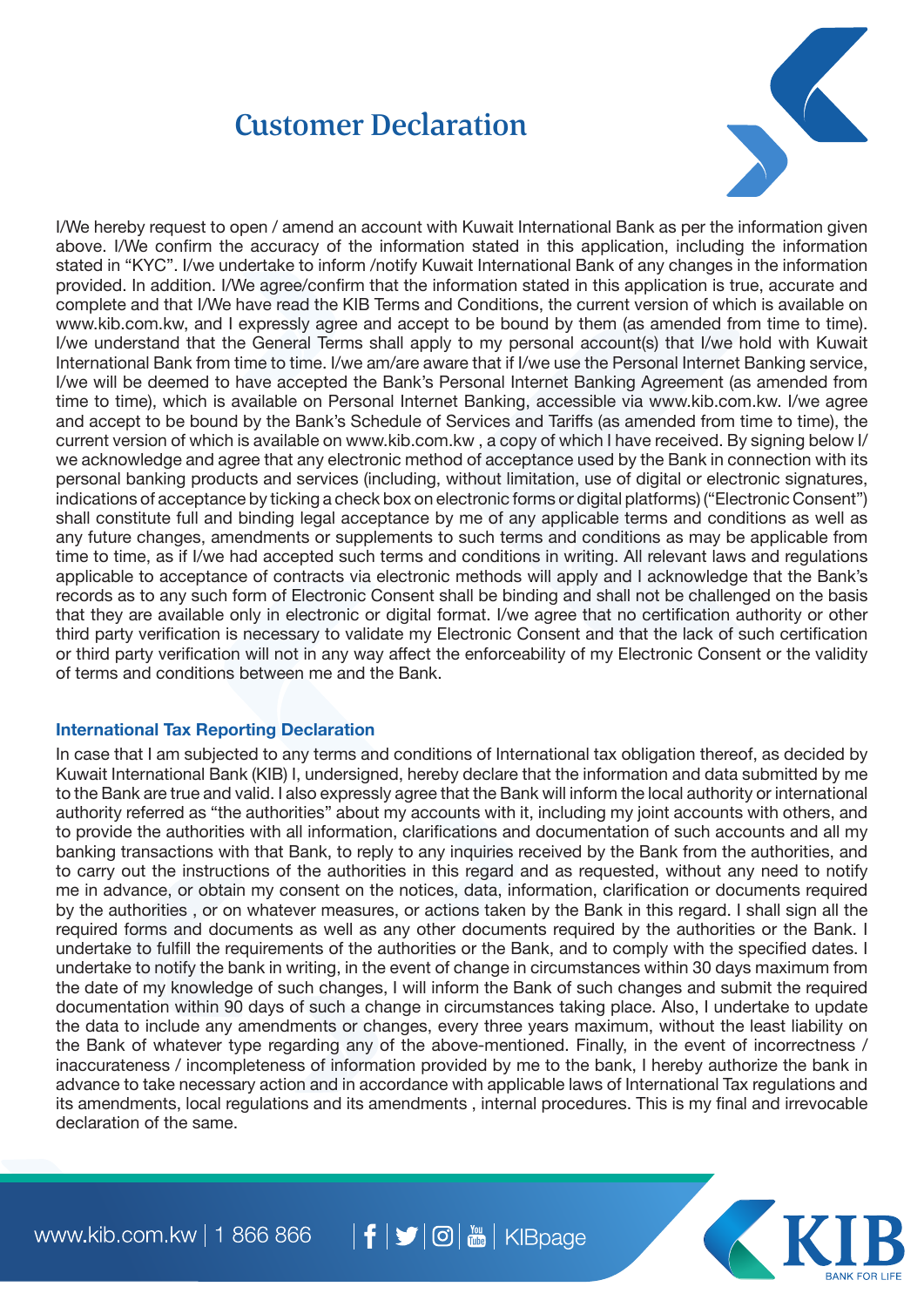# Customer Declaration

I/We hereby request to open / amend an account with Kuwait International Bank as per the information given above. I/We confirm the accuracy of the information stated in this application, including the information stated in "KYC". I/we undertake to inform /notify Kuwait International Bank of any changes in the information provided. In addition. I/We agree/confirm that the information stated in this application is true, accurate and complete and that I/We have read the KIB Terms and Conditions, the current version of which is available on www.kib.com.kw, and I expressly agree and accept to be bound by them (as amended from time to time). I/we understand that the General Terms shall apply to my personal account(s) that I/we hold with Kuwait International Bank from time to time. I/we am/are aware that if I/we use the Personal Internet Banking service, I/we will be deemed to have accepted the Bank's Personal Internet Banking Agreement (as amended from time to time), which is available on Personal Internet Banking, accessible via www.kib.com.kw. I/we agree and accept to be bound by the Bank's Schedule of Services and Tariffs (as amended from time to time), the current version of which is available on www.kib.com.kw , a copy of which I have received. By signing below I/we acknowledge and agree that any electronic method of acceptance used by the Bank in connection with its personal banking products and services (including, without limitation, use of digital or electronic signatures, indications of acceptance by ticking a check box on electronic forms or digital platforms) ("Electronic Consent") shall constitute full and binding legal acceptance by me of any applicable terms and conditions as well as any future changes, amendments or supplements to such terms and conditions as may be applicable from time to time, as if I/we had accepted such terms and conditions in writing. All relevant laws and regulations applicable to acceptance of contracts via electronic methods will apply and I acknowledge that the Bank's records as to any such form of Electronic Consent shall be binding and shall not be challenged on the basis that they are available only in electronic or digital format. I/we agree that no certification authority or other third party verification is necessary to validate my Electronic Consent and that the lack of such certification or third party verification will not in any way affect the enforceability of my Electronic Consent or the validity of terms and conditions between me and the Bank.

### International Tax Reporting Declaration

In case that I am subjected to any terms and conditions of International tax obligation thereof, as decided by Kuwait International Bank (KIB) I, undersigned, hereby declare that the information and data submitted by me to the Bank are true and valid. I also expressly agree that the Bank will inform the local authority or international authority referred as "the authorities" about my accounts with it, including my joint accounts with others, and to provide the authorities with all information, clarifications and documentation of such accounts and all my banking transactions with that Bank, to reply to any inquiries received by the Bank from the authorities, and to carry out the instructions of the authorities in this regard and as requested, without any need to notify me in advance, or obtain my consent on the notices, data, information, clarification or documents required by the authorities , or on whatever measures, or actions taken by the Bank in this regard. I shall sign all the required forms and documents as well as any other documents required by the authorities or the Bank. I undertake to fulfill the requirements of the authorities or the Bank, and to comply with the specified dates. I undertake to notify the bank in writing, in the event of change in circumstances within 30 days maximum from the date of my knowledge of such changes, I will inform the Bank of such changes and submit the required documentation within 90 days of such a change in circumstances taking place. Also, I undertake to update the data to include any amendments or changes, every three years maximum, without the least liability on the Bank of whatever type regarding any of the above-mentioned. Finally, in the event of incorrectness / inaccurateness / incompleteness of information provided by me to the bank, I hereby authorize the bank in advance to take necessary action and in accordance with applicable laws of International Tax regulations and its amendments, local regulations and its amendments , internal procedures. This is my final and irrevocable declaration of the same.

www.kib.com.kw | 1 866 866 | KIBpage

KIB BANK FOR LIFE